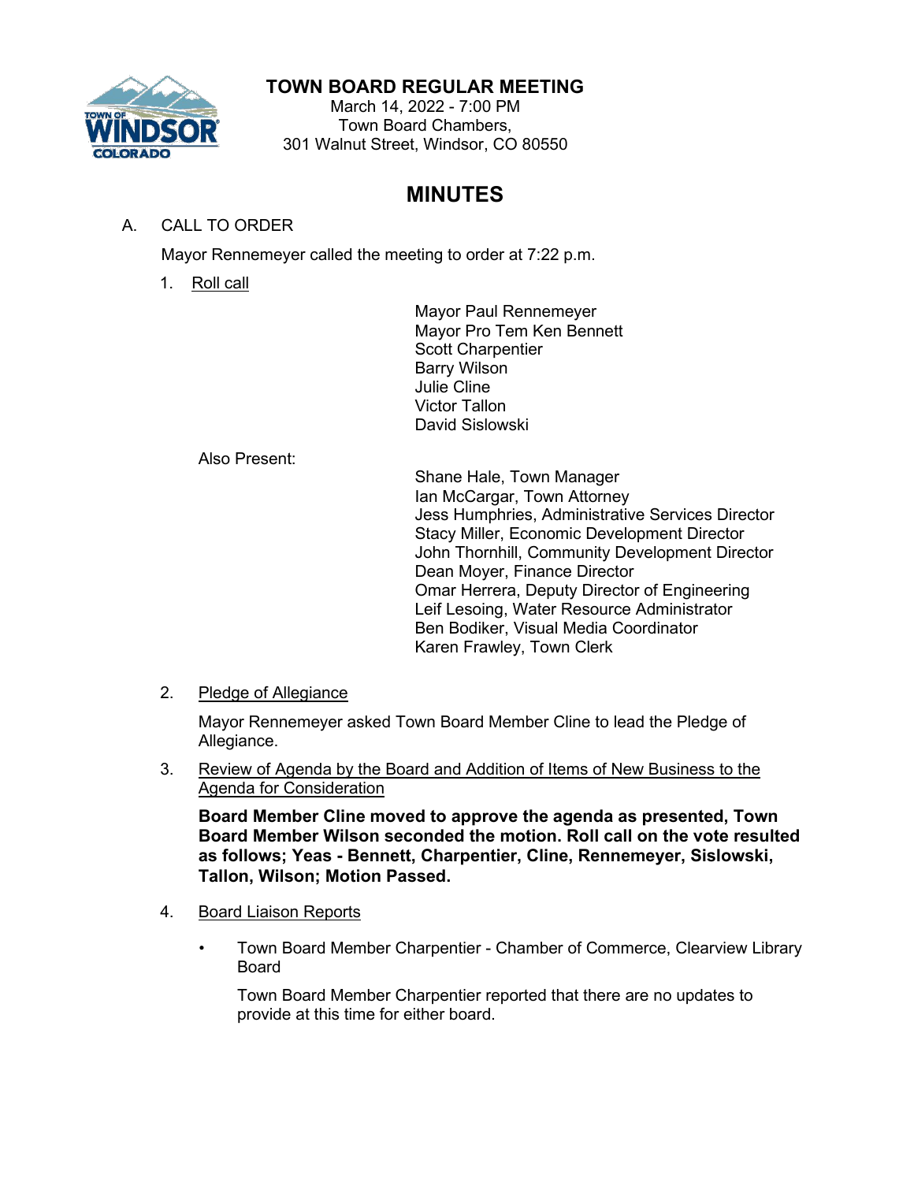# TOWN BOARD REGULAR MEETING

March 14, 2022 - 7:00 PM
Town Board Chambers,
301 Walnut Street, Windsor, CO 80550

## MINUTES

A. CALL TO ORDER

Mayor Rennemeyer called the meeting to order at 7:22 p.m.

1. Roll call

Mayor Paul Rennemeyer
Mayor Pro Tem Ken Bennett
Scott Charpentier
Barry Wilson
Julie Cline
Victor Tallon
David Sislowski

Also Present:

Shane Hale, Town Manager
Ian McCargar, Town Attorney
Jess Humphries, Administrative Services Director
Stacy Miller, Economic Development Director
John Thornhill, Community Development Director
Dean Moyer, Finance Director
Omar Herrera, Deputy Director of Engineering
Leif Lesoing, Water Resource Administrator
Ben Bodiker, Visual Media Coordinator
Karen Frawley, Town Clerk

2. Pledge of Allegiance

Mayor Rennemeyer asked Town Board Member Cline to lead the Pledge of Allegiance.

3. Review of Agenda by the Board and Addition of Items of New Business to the Agenda for Consideration

**Board Member Cline moved to approve the agenda as presented, Town Board Member Wilson seconded the motion. Roll call on the vote resulted as follows; Yeas - Bennett, Charpentier, Cline, Rennemeyer, Sislowski, Tallon, Wilson; Motion Passed.**

4. Board Liaison Reports

- Town Board Member Charpentier - Chamber of Commerce, Clearview Library Board

  Town Board Member Charpentier reported that there are no updates to provide at this time for either board.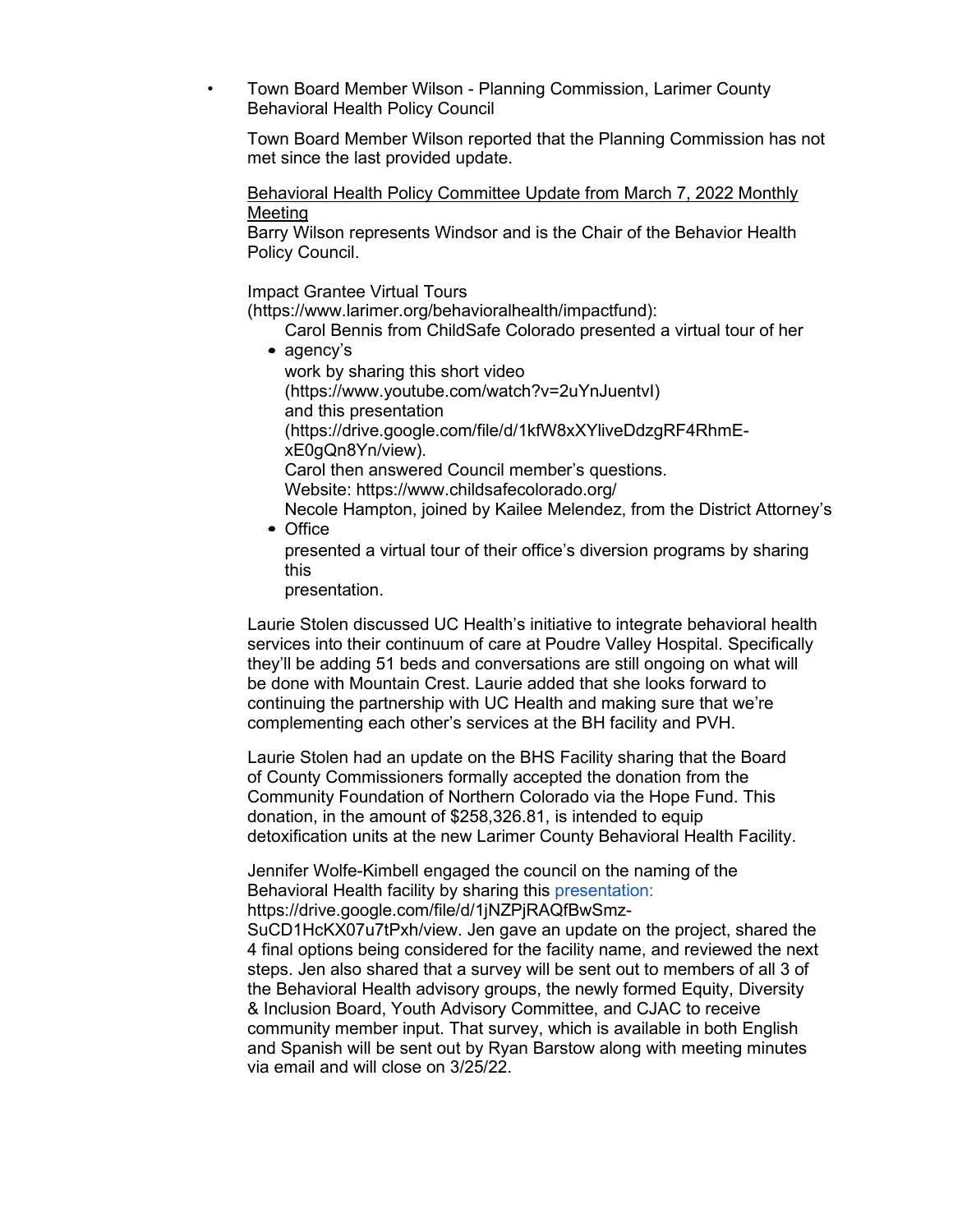- Town Board Member Wilson - Planning Commission, Larimer County Behavioral Health Policy Council

  Town Board Member Wilson reported that the Planning Commission has not met since the last provided update.

  Behavioral Health Policy Committee Update from March 7, 2022 Monthly Meeting
  Barry Wilson represents Windsor and is the Chair of the Behavior Health Policy Council.

  Impact Grantee Virtual Tours (https://www.larimer.org/behavioralhealth/impactfund):

  - Carol Bennis from ChildSafe Colorado presented a virtual tour of her agency's work by sharing this short video (https://www.youtube.com/watch?v=2uYnJuentvI) and this presentation (https://drive.google.com/file/d/1kfW8xXYliveDdzgRF4RhmE-xE0gQn8Yn/view). Carol then answered Council member's questions. Website: https://www.childsafecolorado.org/
  - Necole Hampton, joined by Kailee Melendez, from the District Attorney's Office presented a virtual tour of their office's diversion programs by sharing this presentation.

  Laurie Stolen discussed UC Health's initiative to integrate behavioral health services into their continuum of care at Poudre Valley Hospital. Specifically they'll be adding 51 beds and conversations are still ongoing on what will be done with Mountain Crest. Laurie added that she looks forward to continuing the partnership with UC Health and making sure that we're complementing each other's services at the BH facility and PVH.

  Laurie Stolen had an update on the BHS Facility sharing that the Board of County Commissioners formally accepted the donation from the Community Foundation of Northern Colorado via the Hope Fund. This donation, in the amount of $258,326.81, is intended to equip detoxification units at the new Larimer County Behavioral Health Facility.

  Jennifer Wolfe-Kimbell engaged the council on the naming of the Behavioral Health facility by sharing this presentation: https://drive.google.com/file/d/1jNZPjRAQfBwSmz-SuCD1HcKX07u7tPxh/view. Jen gave an update on the project, shared the 4 final options being considered for the facility name, and reviewed the next steps. Jen also shared that a survey will be sent out to members of all 3 of the Behavioral Health advisory groups, the newly formed Equity, Diversity & Inclusion Board, Youth Advisory Committee, and CJAC to receive community member input. That survey, which is available in both English and Spanish will be sent out by Ryan Barstow along with meeting minutes via email and will close on 3/25/22.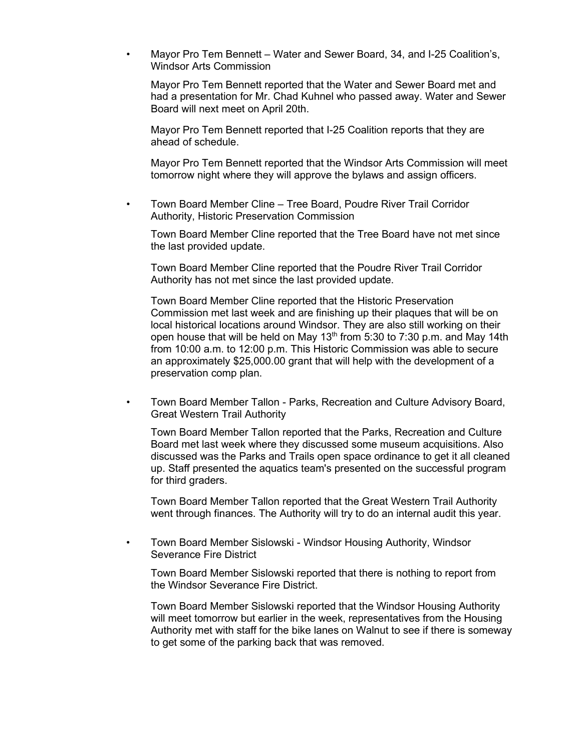- Mayor Pro Tem Bennett – Water and Sewer Board, 34, and I-25 Coalition's, Windsor Arts Commission

  Mayor Pro Tem Bennett reported that the Water and Sewer Board met and had a presentation for Mr. Chad Kuhnel who passed away. Water and Sewer Board will next meet on April 20th.

  Mayor Pro Tem Bennett reported that I-25 Coalition reports that they are ahead of schedule.

  Mayor Pro Tem Bennett reported that the Windsor Arts Commission will meet tomorrow night where they will approve the bylaws and assign officers.

- Town Board Member Cline – Tree Board, Poudre River Trail Corridor Authority, Historic Preservation Commission

  Town Board Member Cline reported that the Tree Board have not met since the last provided update.

  Town Board Member Cline reported that the Poudre River Trail Corridor Authority has not met since the last provided update.

  Town Board Member Cline reported that the Historic Preservation Commission met last week and are finishing up their plaques that will be on local historical locations around Windsor. They are also still working on their open house that will be held on May 13th from 5:30 to 7:30 p.m. and May 14th from 10:00 a.m. to 12:00 p.m. This Historic Commission was able to secure an approximately $25,000.00 grant that will help with the development of a preservation comp plan.

- Town Board Member Tallon - Parks, Recreation and Culture Advisory Board, Great Western Trail Authority

  Town Board Member Tallon reported that the Parks, Recreation and Culture Board met last week where they discussed some museum acquisitions. Also discussed was the Parks and Trails open space ordinance to get it all cleaned up. Staff presented the aquatics team's presented on the successful program for third graders.

  Town Board Member Tallon reported that the Great Western Trail Authority went through finances. The Authority will try to do an internal audit this year.

- Town Board Member Sislowski - Windsor Housing Authority, Windsor Severance Fire District

  Town Board Member Sislowski reported that there is nothing to report from the Windsor Severance Fire District.

  Town Board Member Sislowski reported that the Windsor Housing Authority will meet tomorrow but earlier in the week, representatives from the Housing Authority met with staff for the bike lanes on Walnut to see if there is someway to get some of the parking back that was removed.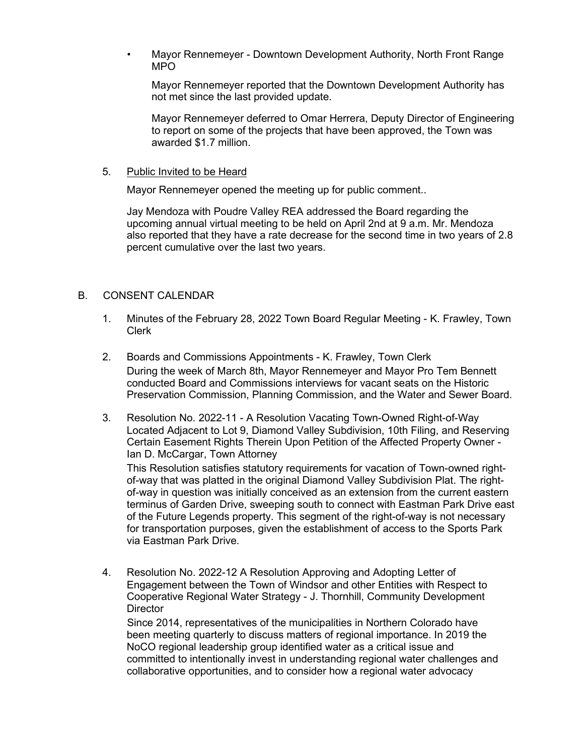- Mayor Rennemeyer - Downtown Development Authority, North Front Range MPO

  Mayor Rennemeyer reported that the Downtown Development Authority has not met since the last provided update.

  Mayor Rennemeyer deferred to Omar Herrera, Deputy Director of Engineering to report on some of the projects that have been approved, the Town was awarded $1.7 million.

5. Public Invited to be Heard

   Mayor Rennemeyer opened the meeting up for public comment..

   Jay Mendoza with Poudre Valley REA addressed the Board regarding the upcoming annual virtual meeting to be held on April 2nd at 9 a.m. Mr. Mendoza also reported that they have a rate decrease for the second time in two years of 2.8 percent cumulative over the last two years.

## B. CONSENT CALENDAR

1. Minutes of the February 28, 2022 Town Board Regular Meeting - K. Frawley, Town Clerk

2. Boards and Commissions Appointments - K. Frawley, Town Clerk

   During the week of March 8th, Mayor Rennemeyer and Mayor Pro Tem Bennett conducted Board and Commissions interviews for vacant seats on the Historic Preservation Commission, Planning Commission, and the Water and Sewer Board.

3. Resolution No. 2022-11 - A Resolution Vacating Town-Owned Right-of-Way Located Adjacent to Lot 9, Diamond Valley Subdivision, 10th Filing, and Reserving Certain Easement Rights Therein Upon Petition of the Affected Property Owner - Ian D. McCargar, Town Attorney

   This Resolution satisfies statutory requirements for vacation of Town-owned right-of-way that was platted in the original Diamond Valley Subdivision Plat. The right-of-way in question was initially conceived as an extension from the current eastern terminus of Garden Drive, sweeping south to connect with Eastman Park Drive east of the Future Legends property. This segment of the right-of-way is not necessary for transportation purposes, given the establishment of access to the Sports Park via Eastman Park Drive.

4. Resolution No. 2022-12 A Resolution Approving and Adopting Letter of Engagement between the Town of Windsor and other Entities with Respect to Cooperative Regional Water Strategy - J. Thornhill, Community Development Director

   Since 2014, representatives of the municipalities in Northern Colorado have been meeting quarterly to discuss matters of regional importance. In 2019 the NoCO regional leadership group identified water as a critical issue and committed to intentionally invest in understanding regional water challenges and collaborative opportunities, and to consider how a regional water advocacy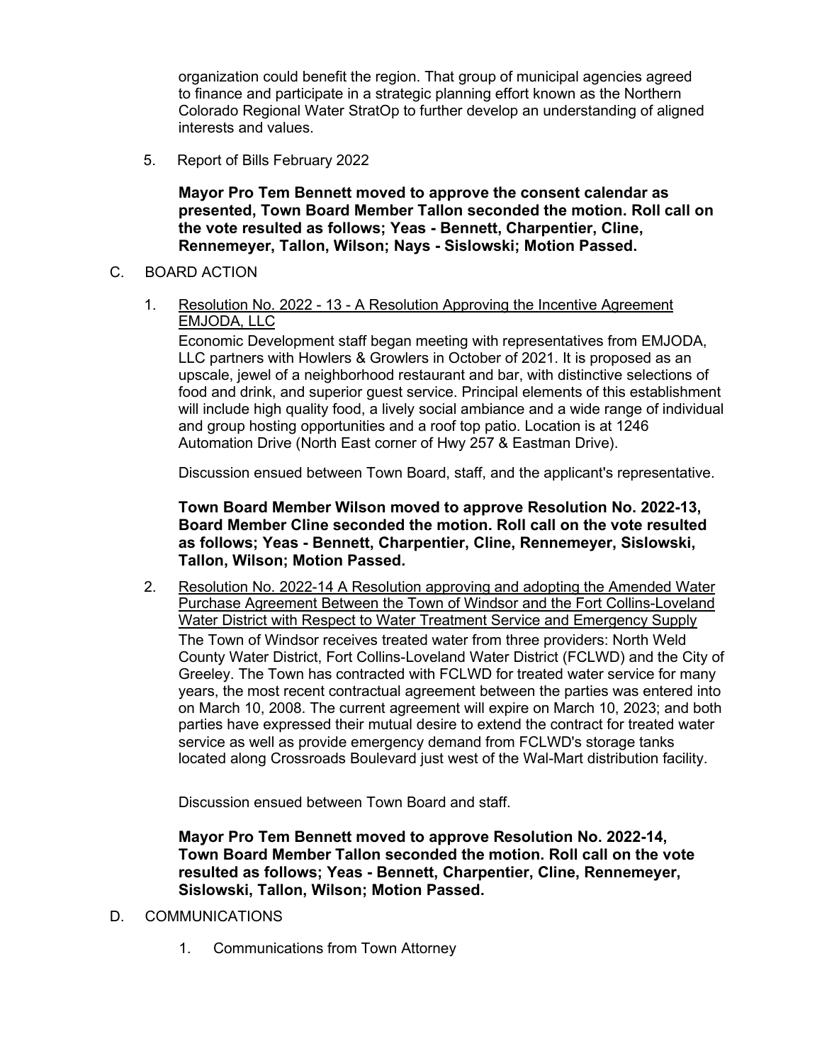organization could benefit the region. That group of municipal agencies agreed to finance and participate in a strategic planning effort known as the Northern Colorado Regional Water StratOp to further develop an understanding of aligned interests and values.

5. Report of Bills February 2022

**Mayor Pro Tem Bennett moved to approve the consent calendar as presented, Town Board Member Tallon seconded the motion. Roll call on the vote resulted as follows; Yeas - Bennett, Charpentier, Cline, Rennemeyer, Tallon, Wilson; Nays - Sislowski; Motion Passed.**

C. BOARD ACTION

1. <u>Resolution No. 2022 - 13 - A Resolution Approving the Incentive Agreement EMJODA, LLC</u>

   Economic Development staff began meeting with representatives from EMJODA, LLC partners with Howlers & Growlers in October of 2021. It is proposed as an upscale, jewel of a neighborhood restaurant and bar, with distinctive selections of food and drink, and superior guest service. Principal elements of this establishment will include high quality food, a lively social ambiance and a wide range of individual and group hosting opportunities and a roof top patio. Location is at 1246 Automation Drive (North East corner of Hwy 257 & Eastman Drive).

   Discussion ensued between Town Board, staff, and the applicant's representative.

   **Town Board Member Wilson moved to approve Resolution No. 2022-13, Board Member Cline seconded the motion. Roll call on the vote resulted as follows; Yeas - Bennett, Charpentier, Cline, Rennemeyer, Sislowski, Tallon, Wilson; Motion Passed.**

2. <u>Resolution No. 2022-14 A Resolution approving and adopting the Amended Water Purchase Agreement Between the Town of Windsor and the Fort Collins-Loveland Water District with Respect to Water Treatment Service and Emergency Supply</u>

   The Town of Windsor receives treated water from three providers: North Weld County Water District, Fort Collins-Loveland Water District (FCLWD) and the City of Greeley. The Town has contracted with FCLWD for treated water service for many years, the most recent contractual agreement between the parties was entered into on March 10, 2008. The current agreement will expire on March 10, 2023; and both parties have expressed their mutual desire to extend the contract for treated water service as well as provide emergency demand from FCLWD's storage tanks located along Crossroads Boulevard just west of the Wal-Mart distribution facility.

   Discussion ensued between Town Board and staff.

   **Mayor Pro Tem Bennett moved to approve Resolution No. 2022-14, Town Board Member Tallon seconded the motion. Roll call on the vote resulted as follows; Yeas - Bennett, Charpentier, Cline, Rennemeyer, Sislowski, Tallon, Wilson; Motion Passed.**

D. COMMUNICATIONS

1. Communications from Town Attorney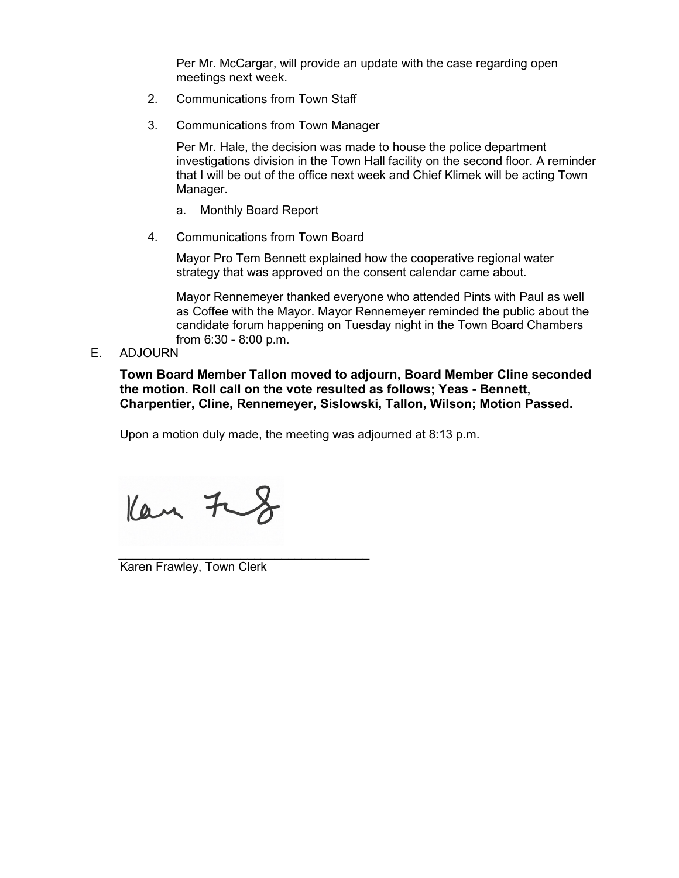Per Mr. McCargar, will provide an update with the case regarding open meetings next week.

2. Communications from Town Staff

3. Communications from Town Manager

   Per Mr. Hale, the decision was made to house the police department investigations division in the Town Hall facility on the second floor. A reminder that I will be out of the office next week and Chief Klimek will be acting Town Manager.

   a. Monthly Board Report

4. Communications from Town Board

   Mayor Pro Tem Bennett explained how the cooperative regional water strategy that was approved on the consent calendar came about.

   Mayor Rennemeyer thanked everyone who attended Pints with Paul as well as Coffee with the Mayor. Mayor Rennemeyer reminded the public about the candidate forum happening on Tuesday night in the Town Board Chambers from 6:30 - 8:00 p.m.

E. ADJOURN

**Town Board Member Tallon moved to adjourn, Board Member Cline seconded the motion. Roll call on the vote resulted as follows; Yeas - Bennett, Charpentier, Cline, Rennemeyer, Sislowski, Tallon, Wilson; Motion Passed.**

Upon a motion duly made, the meeting was adjourned at 8:13 p.m.

Karen Frawley, Town Clerk